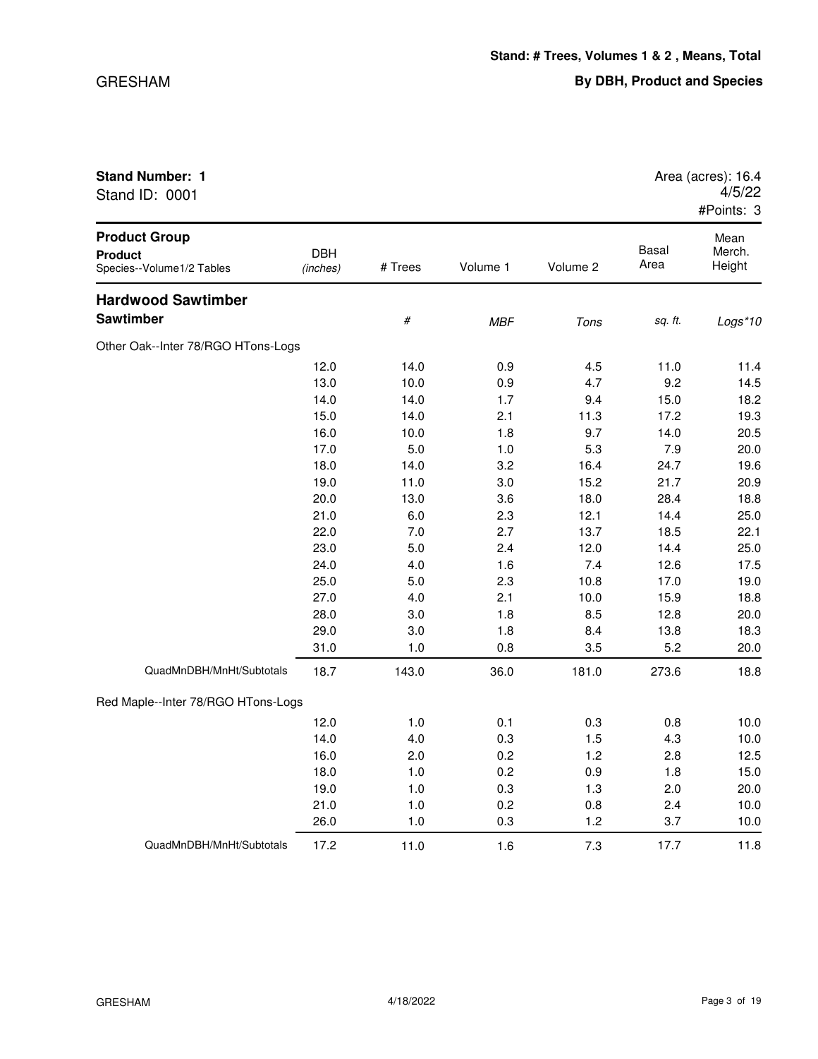**Stand: # Trees, Volumes 1 & 2 , Means, Total**

**By DBH, Product and Species**

GRESHAM

**Stand Number: 1**
Stand ID: 0001

Area (acres): 16.4
4/5/22
#Points: 3

| **Product Group** / **Product** / Species--Volume1/2 Tables | DBH *(inches)* | # Trees | Volume 1 | Volume 2 | Basal Area | Mean Merch. Height |
|---|---|---|---|---|---|---|
| **Hardwood Sawtimber** | | | | | | |
| **Sawtimber** | | *#* | *MBF* | *Tons* | *sq. ft.* | *Logs*10* |
| Other Oak--Inter 78/RGO HTons-Logs | | | | | | |
| | 12.0 | 14.0 | 0.9 | 4.5 | 11.0 | 11.4 |
| | 13.0 | 10.0 | 0.9 | 4.7 | 9.2 | 14.5 |
| | 14.0 | 14.0 | 1.7 | 9.4 | 15.0 | 18.2 |
| | 15.0 | 14.0 | 2.1 | 11.3 | 17.2 | 19.3 |
| | 16.0 | 10.0 | 1.8 | 9.7 | 14.0 | 20.5 |
| | 17.0 | 5.0 | 1.0 | 5.3 | 7.9 | 20.0 |
| | 18.0 | 14.0 | 3.2 | 16.4 | 24.7 | 19.6 |
| | 19.0 | 11.0 | 3.0 | 15.2 | 21.7 | 20.9 |
| | 20.0 | 13.0 | 3.6 | 18.0 | 28.4 | 18.8 |
| | 21.0 | 6.0 | 2.3 | 12.1 | 14.4 | 25.0 |
| | 22.0 | 7.0 | 2.7 | 13.7 | 18.5 | 22.1 |
| | 23.0 | 5.0 | 2.4 | 12.0 | 14.4 | 25.0 |
| | 24.0 | 4.0 | 1.6 | 7.4 | 12.6 | 17.5 |
| | 25.0 | 5.0 | 2.3 | 10.8 | 17.0 | 19.0 |
| | 27.0 | 4.0 | 2.1 | 10.0 | 15.9 | 18.8 |
| | 28.0 | 3.0 | 1.8 | 8.5 | 12.8 | 20.0 |
| | 29.0 | 3.0 | 1.8 | 8.4 | 13.8 | 18.3 |
| | 31.0 | 1.0 | 0.8 | 3.5 | 5.2 | 20.0 |
| QuadMnDBH/MnHt/Subtotals | 18.7 | 143.0 | 36.0 | 181.0 | 273.6 | 18.8 |
| Red Maple--Inter 78/RGO HTons-Logs | | | | | | |
| | 12.0 | 1.0 | 0.1 | 0.3 | 0.8 | 10.0 |
| | 14.0 | 4.0 | 0.3 | 1.5 | 4.3 | 10.0 |
| | 16.0 | 2.0 | 0.2 | 1.2 | 2.8 | 12.5 |
| | 18.0 | 1.0 | 0.2 | 0.9 | 1.8 | 15.0 |
| | 19.0 | 1.0 | 0.3 | 1.3 | 2.0 | 20.0 |
| | 21.0 | 1.0 | 0.2 | 0.8 | 2.4 | 10.0 |
| | 26.0 | 1.0 | 0.3 | 1.2 | 3.7 | 10.0 |
| QuadMnDBH/MnHt/Subtotals | 17.2 | 11.0 | 1.6 | 7.3 | 17.7 | 11.8 |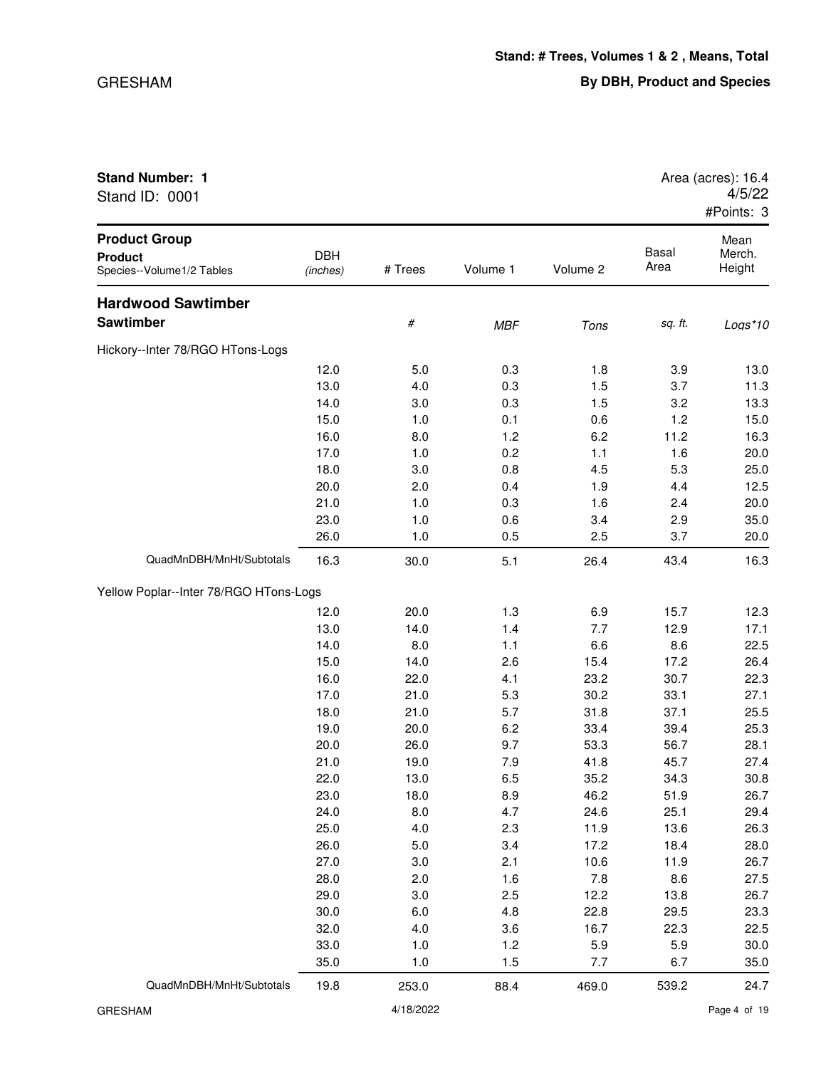**Stand: # Trees, Volumes 1 & 2 , Means, Total**

**By DBH, Product and Species**

**Stand Number: 1**
Stand ID: 0001

Area (acres): 16.4
4/5/22
#Points: 3

| Product Group / Product / Species--Volume1/2 Tables | DBH (inches) | # Trees | Volume 1 | Volume 2 | Basal Area | Mean Merch. Height |
|---|---|---|---|---|---|---|
| **Hardwood Sawtimber** | | | | | | |
| **Sawtimber** | | *#* | *MBF* | *Tons* | *sq. ft.* | *Logs*10* |
| Hickory--Inter 78/RGO HTons-Logs | | | | | | |
| | 12.0 | 5.0 | 0.3 | 1.8 | 3.9 | 13.0 |
| | 13.0 | 4.0 | 0.3 | 1.5 | 3.7 | 11.3 |
| | 14.0 | 3.0 | 0.3 | 1.5 | 3.2 | 13.3 |
| | 15.0 | 1.0 | 0.1 | 0.6 | 1.2 | 15.0 |
| | 16.0 | 8.0 | 1.2 | 6.2 | 11.2 | 16.3 |
| | 17.0 | 1.0 | 0.2 | 1.1 | 1.6 | 20.0 |
| | 18.0 | 3.0 | 0.8 | 4.5 | 5.3 | 25.0 |
| | 20.0 | 2.0 | 0.4 | 1.9 | 4.4 | 12.5 |
| | 21.0 | 1.0 | 0.3 | 1.6 | 2.4 | 20.0 |
| | 23.0 | 1.0 | 0.6 | 3.4 | 2.9 | 35.0 |
| | 26.0 | 1.0 | 0.5 | 2.5 | 3.7 | 20.0 |
| QuadMnDBH/MnHt/Subtotals | 16.3 | 30.0 | 5.1 | 26.4 | 43.4 | 16.3 |
| Yellow Poplar--Inter 78/RGO HTons-Logs | | | | | | |
| | 12.0 | 20.0 | 1.3 | 6.9 | 15.7 | 12.3 |
| | 13.0 | 14.0 | 1.4 | 7.7 | 12.9 | 17.1 |
| | 14.0 | 8.0 | 1.1 | 6.6 | 8.6 | 22.5 |
| | 15.0 | 14.0 | 2.6 | 15.4 | 17.2 | 26.4 |
| | 16.0 | 22.0 | 4.1 | 23.2 | 30.7 | 22.3 |
| | 17.0 | 21.0 | 5.3 | 30.2 | 33.1 | 27.1 |
| | 18.0 | 21.0 | 5.7 | 31.8 | 37.1 | 25.5 |
| | 19.0 | 20.0 | 6.2 | 33.4 | 39.4 | 25.3 |
| | 20.0 | 26.0 | 9.7 | 53.3 | 56.7 | 28.1 |
| | 21.0 | 19.0 | 7.9 | 41.8 | 45.7 | 27.4 |
| | 22.0 | 13.0 | 6.5 | 35.2 | 34.3 | 30.8 |
| | 23.0 | 18.0 | 8.9 | 46.2 | 51.9 | 26.7 |
| | 24.0 | 8.0 | 4.7 | 24.6 | 25.1 | 29.4 |
| | 25.0 | 4.0 | 2.3 | 11.9 | 13.6 | 26.3 |
| | 26.0 | 5.0 | 3.4 | 17.2 | 18.4 | 28.0 |
| | 27.0 | 3.0 | 2.1 | 10.6 | 11.9 | 26.7 |
| | 28.0 | 2.0 | 1.6 | 7.8 | 8.6 | 27.5 |
| | 29.0 | 3.0 | 2.5 | 12.2 | 13.8 | 26.7 |
| | 30.0 | 6.0 | 4.8 | 22.8 | 29.5 | 23.3 |
| | 32.0 | 4.0 | 3.6 | 16.7 | 22.3 | 22.5 |
| | 33.0 | 1.0 | 1.2 | 5.9 | 5.9 | 30.0 |
| | 35.0 | 1.0 | 1.5 | 7.7 | 6.7 | 35.0 |
| QuadMnDBH/MnHt/Subtotals | 19.8 | 253.0 | 88.4 | 469.0 | 539.2 | 24.7 |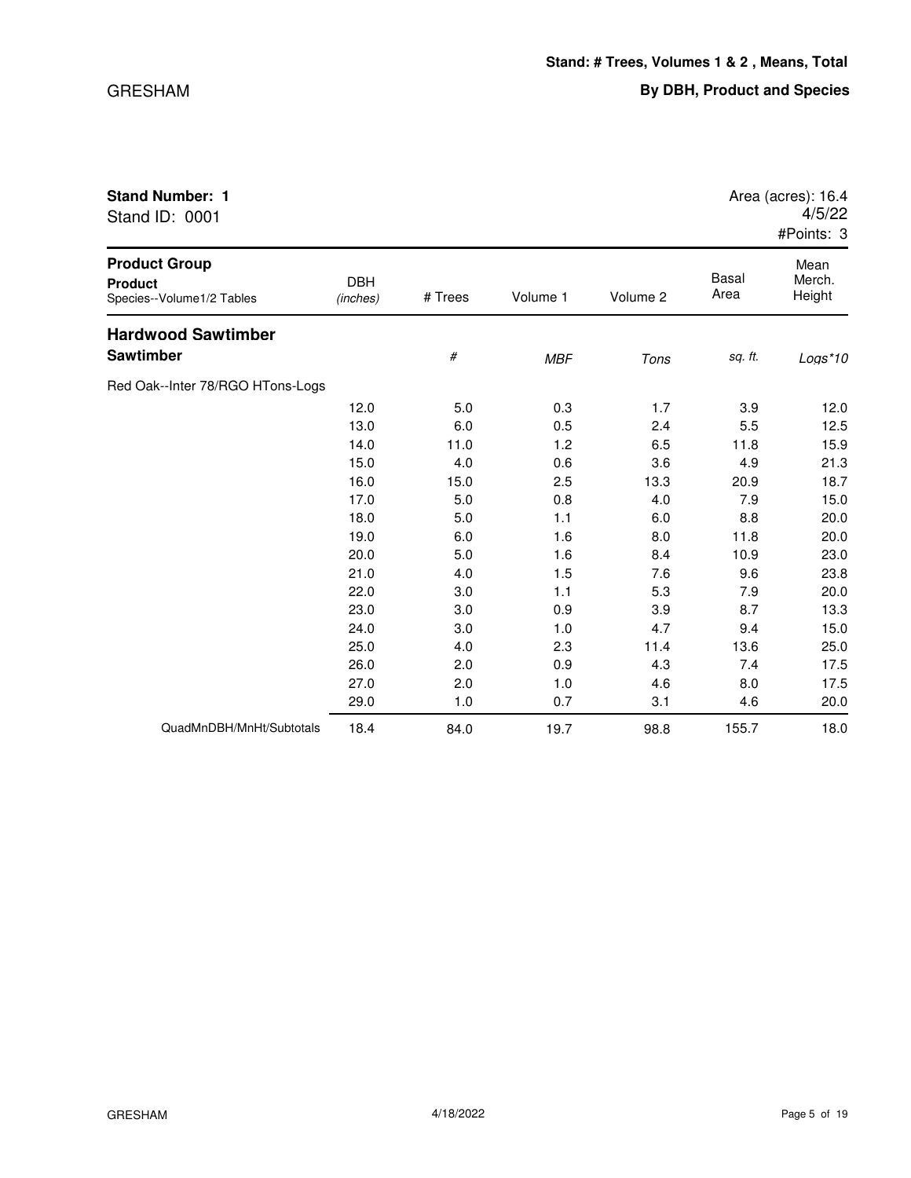**Stand: # Trees, Volumes 1 & 2 , Means, Total**

**By DBH, Product and Species**

**Stand Number: 1**
Stand ID: 0001

Area (acres): 16.4
4/5/22
#Points: 3

| Product Group / Product / Species--Volume1/2 Tables | DBH (inches) | # Trees | Volume 1 | Volume 2 | Basal Area | Mean Merch. Height |
|---|---|---|---|---|---|---|
| **Hardwood Sawtimber** | | | | | | |
| **Sawtimber** | | *#* | *MBF* | *Tons* | *sq. ft.* | *Logs*10* |
| Red Oak--Inter 78/RGO HTons-Logs | | | | | | |
| | 12.0 | 5.0 | 0.3 | 1.7 | 3.9 | 12.0 |
| | 13.0 | 6.0 | 0.5 | 2.4 | 5.5 | 12.5 |
| | 14.0 | 11.0 | 1.2 | 6.5 | 11.8 | 15.9 |
| | 15.0 | 4.0 | 0.6 | 3.6 | 4.9 | 21.3 |
| | 16.0 | 15.0 | 2.5 | 13.3 | 20.9 | 18.7 |
| | 17.0 | 5.0 | 0.8 | 4.0 | 7.9 | 15.0 |
| | 18.0 | 5.0 | 1.1 | 6.0 | 8.8 | 20.0 |
| | 19.0 | 6.0 | 1.6 | 8.0 | 11.8 | 20.0 |
| | 20.0 | 5.0 | 1.6 | 8.4 | 10.9 | 23.0 |
| | 21.0 | 4.0 | 1.5 | 7.6 | 9.6 | 23.8 |
| | 22.0 | 3.0 | 1.1 | 5.3 | 7.9 | 20.0 |
| | 23.0 | 3.0 | 0.9 | 3.9 | 8.7 | 13.3 |
| | 24.0 | 3.0 | 1.0 | 4.7 | 9.4 | 15.0 |
| | 25.0 | 4.0 | 2.3 | 11.4 | 13.6 | 25.0 |
| | 26.0 | 2.0 | 0.9 | 4.3 | 7.4 | 17.5 |
| | 27.0 | 2.0 | 1.0 | 4.6 | 8.0 | 17.5 |
| | 29.0 | 1.0 | 0.7 | 3.1 | 4.6 | 20.0 |
| QuadMnDBH/MnHt/Subtotals | 18.4 | 84.0 | 19.7 | 98.8 | 155.7 | 18.0 |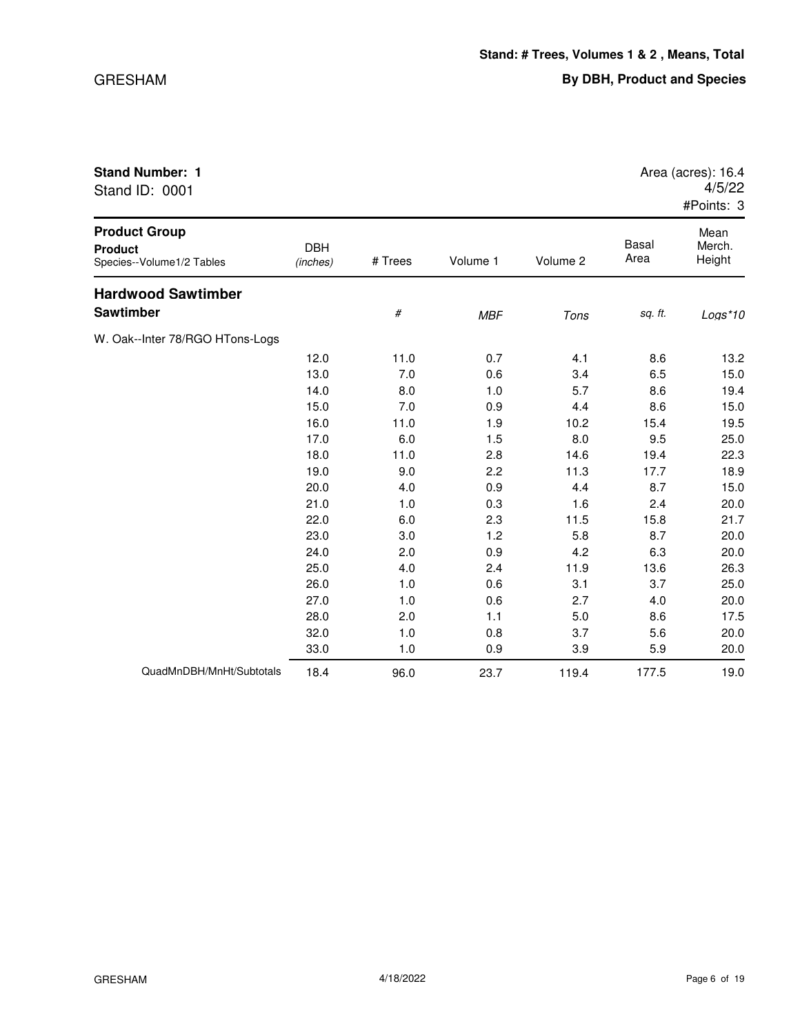**Stand: # Trees, Volumes 1 & 2 , Means, Total**

**By DBH, Product and Species**

**Stand Number: 1**
Stand ID: 0001

Area (acres): 16.4
4/5/22
#Points: 3

| Product Group / Product / Species--Volume1/2 Tables | DBH (inches) | # Trees | Volume 1 | Volume 2 | Basal Area | Mean Merch. Height |
|---|---|---|---|---|---|---|
| **Hardwood Sawtimber** | | | | | | |
| **Sawtimber** | | # | MBF | Tons | sq. ft. | Logs*10 |
| W. Oak--Inter 78/RGO HTons-Logs | | | | | | |
| | 12.0 | 11.0 | 0.7 | 4.1 | 8.6 | 13.2 |
| | 13.0 | 7.0 | 0.6 | 3.4 | 6.5 | 15.0 |
| | 14.0 | 8.0 | 1.0 | 5.7 | 8.6 | 19.4 |
| | 15.0 | 7.0 | 0.9 | 4.4 | 8.6 | 15.0 |
| | 16.0 | 11.0 | 1.9 | 10.2 | 15.4 | 19.5 |
| | 17.0 | 6.0 | 1.5 | 8.0 | 9.5 | 25.0 |
| | 18.0 | 11.0 | 2.8 | 14.6 | 19.4 | 22.3 |
| | 19.0 | 9.0 | 2.2 | 11.3 | 17.7 | 18.9 |
| | 20.0 | 4.0 | 0.9 | 4.4 | 8.7 | 15.0 |
| | 21.0 | 1.0 | 0.3 | 1.6 | 2.4 | 20.0 |
| | 22.0 | 6.0 | 2.3 | 11.5 | 15.8 | 21.7 |
| | 23.0 | 3.0 | 1.2 | 5.8 | 8.7 | 20.0 |
| | 24.0 | 2.0 | 0.9 | 4.2 | 6.3 | 20.0 |
| | 25.0 | 4.0 | 2.4 | 11.9 | 13.6 | 26.3 |
| | 26.0 | 1.0 | 0.6 | 3.1 | 3.7 | 25.0 |
| | 27.0 | 1.0 | 0.6 | 2.7 | 4.0 | 20.0 |
| | 28.0 | 2.0 | 1.1 | 5.0 | 8.6 | 17.5 |
| | 32.0 | 1.0 | 0.8 | 3.7 | 5.6 | 20.0 |
| | 33.0 | 1.0 | 0.9 | 3.9 | 5.9 | 20.0 |
| QuadMnDBH/MnHt/Subtotals | 18.4 | 96.0 | 23.7 | 119.4 | 177.5 | 19.0 |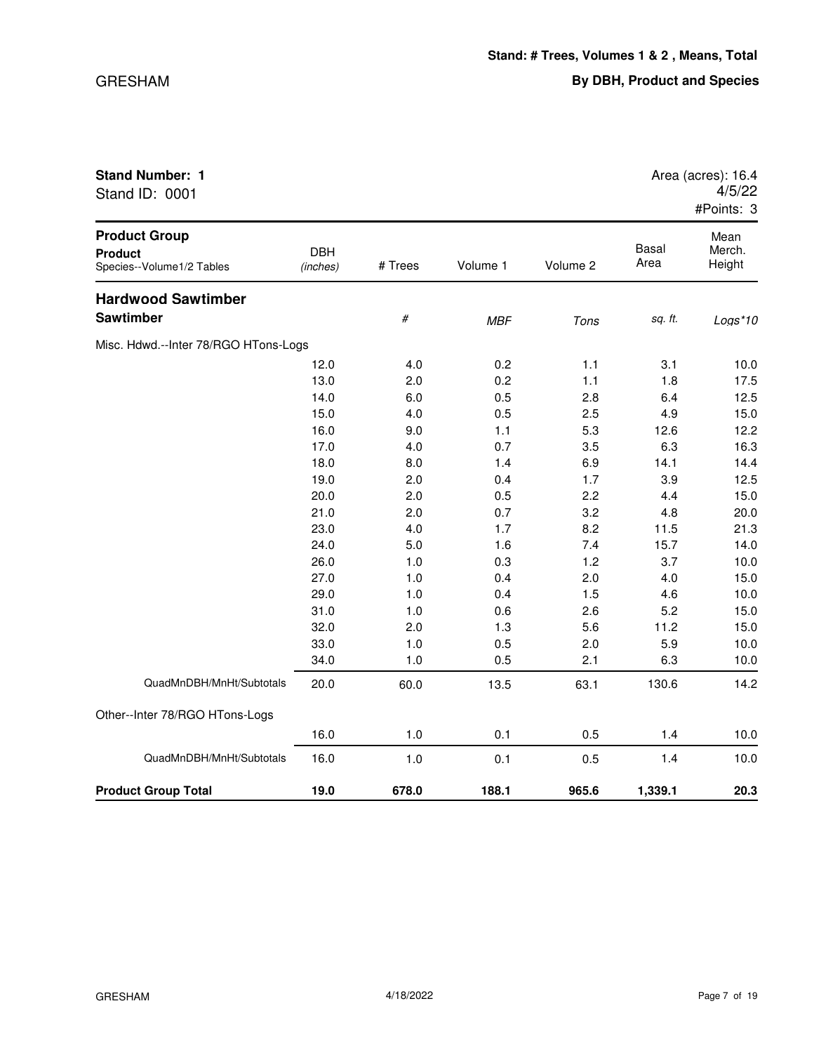GRESHAM

**Stand: # Trees, Volumes 1 & 2 , Means, Total**

**By DBH, Product and Species**

**Stand Number: 1**
Stand ID: 0001

Area (acres): 16.4
4/5/22
#Points: 3

| Product Group / Product / Species--Volume1/2 Tables | DBH (inches) | # Trees | Volume 1 | Volume 2 | Basal Area | Mean Merch. Height |
|---|---|---|---|---|---|---|
| **Hardwood Sawtimber** | | | | | | |
| **Sawtimber** | | *#* | *MBF* | *Tons* | *sq. ft.* | *Logs*10* |
| Misc. Hdwd.--Inter 78/RGO HTons-Logs | | | | | | |
| | 12.0 | 4.0 | 0.2 | 1.1 | 3.1 | 10.0 |
| | 13.0 | 2.0 | 0.2 | 1.1 | 1.8 | 17.5 |
| | 14.0 | 6.0 | 0.5 | 2.8 | 6.4 | 12.5 |
| | 15.0 | 4.0 | 0.5 | 2.5 | 4.9 | 15.0 |
| | 16.0 | 9.0 | 1.1 | 5.3 | 12.6 | 12.2 |
| | 17.0 | 4.0 | 0.7 | 3.5 | 6.3 | 16.3 |
| | 18.0 | 8.0 | 1.4 | 6.9 | 14.1 | 14.4 |
| | 19.0 | 2.0 | 0.4 | 1.7 | 3.9 | 12.5 |
| | 20.0 | 2.0 | 0.5 | 2.2 | 4.4 | 15.0 |
| | 21.0 | 2.0 | 0.7 | 3.2 | 4.8 | 20.0 |
| | 23.0 | 4.0 | 1.7 | 8.2 | 11.5 | 21.3 |
| | 24.0 | 5.0 | 1.6 | 7.4 | 15.7 | 14.0 |
| | 26.0 | 1.0 | 0.3 | 1.2 | 3.7 | 10.0 |
| | 27.0 | 1.0 | 0.4 | 2.0 | 4.0 | 15.0 |
| | 29.0 | 1.0 | 0.4 | 1.5 | 4.6 | 10.0 |
| | 31.0 | 1.0 | 0.6 | 2.6 | 5.2 | 15.0 |
| | 32.0 | 2.0 | 1.3 | 5.6 | 11.2 | 15.0 |
| | 33.0 | 1.0 | 0.5 | 2.0 | 5.9 | 10.0 |
| | 34.0 | 1.0 | 0.5 | 2.1 | 6.3 | 10.0 |
| QuadMnDBH/MnHt/Subtotals | 20.0 | 60.0 | 13.5 | 63.1 | 130.6 | 14.2 |
| Other--Inter 78/RGO HTons-Logs | | | | | | |
| | 16.0 | 1.0 | 0.1 | 0.5 | 1.4 | 10.0 |
| QuadMnDBH/MnHt/Subtotals | 16.0 | 1.0 | 0.1 | 0.5 | 1.4 | 10.0 |
| **Product Group Total** | **19.0** | **678.0** | **188.1** | **965.6** | **1,339.1** | **20.3** |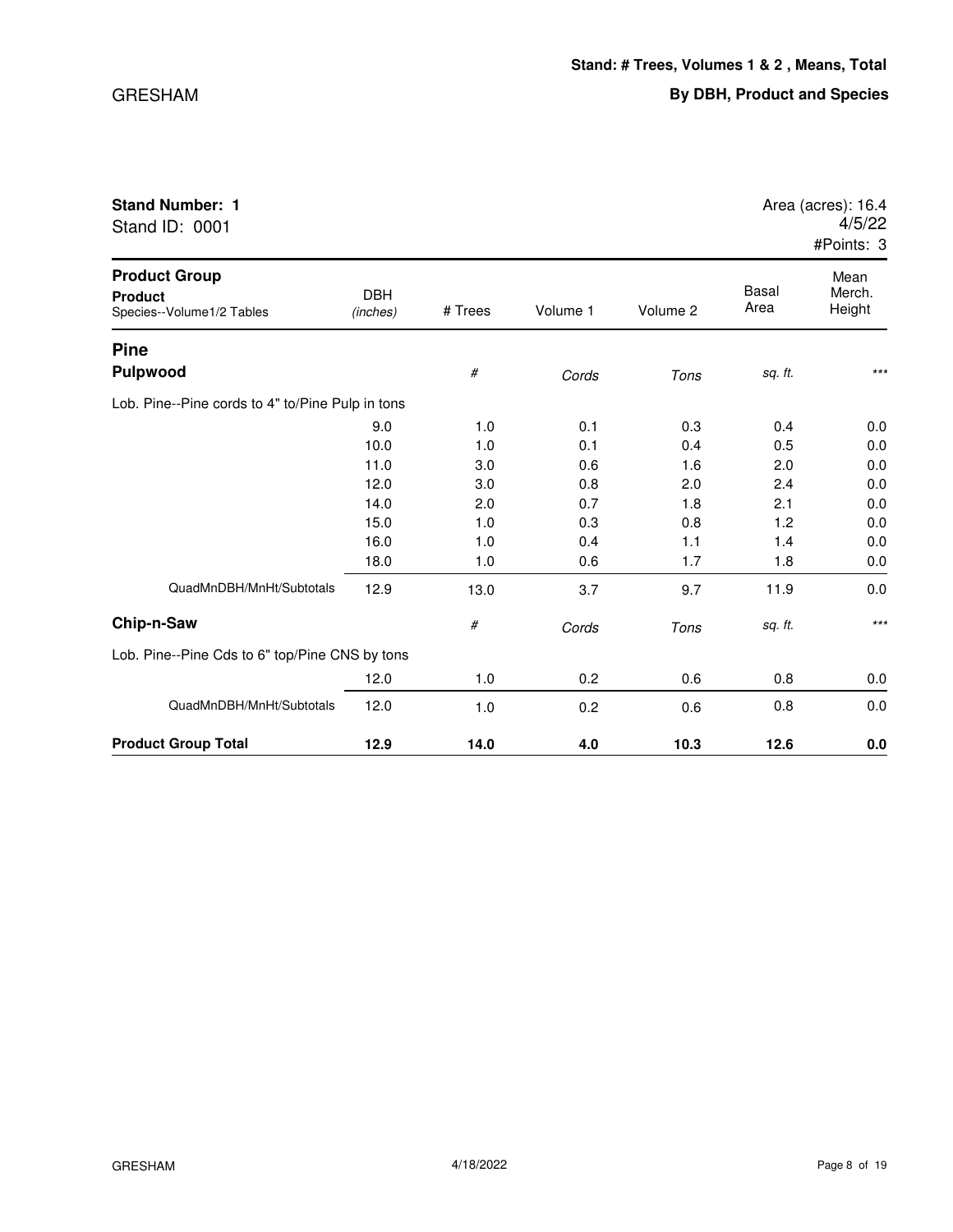GRESHAM

**Stand: # Trees, Volumes 1 & 2 , Means, Total**

**By DBH, Product and Species**

**Stand Number: 1**
Stand ID: 0001

Area (acres): 16.4
4/5/22
#Points: 3

| Product Group / Product / Species--Volume1/2 Tables | DBH (inches) | # Trees | Volume 1 | Volume 2 | Basal Area | Mean Merch. Height |
|---|---|---|---|---|---|---|
| **Pine** | | | | | | |
| **Pulpwood** | | # | Cords | Tons | sq. ft. | *** |
| Lob. Pine--Pine cords to 4" to/Pine Pulp in tons | | | | | | |
| | 9.0 | 1.0 | 0.1 | 0.3 | 0.4 | 0.0 |
| | 10.0 | 1.0 | 0.1 | 0.4 | 0.5 | 0.0 |
| | 11.0 | 3.0 | 0.6 | 1.6 | 2.0 | 0.0 |
| | 12.0 | 3.0 | 0.8 | 2.0 | 2.4 | 0.0 |
| | 14.0 | 2.0 | 0.7 | 1.8 | 2.1 | 0.0 |
| | 15.0 | 1.0 | 0.3 | 0.8 | 1.2 | 0.0 |
| | 16.0 | 1.0 | 0.4 | 1.1 | 1.4 | 0.0 |
| | 18.0 | 1.0 | 0.6 | 1.7 | 1.8 | 0.0 |
| QuadMnDBH/MnHt/Subtotals | 12.9 | 13.0 | 3.7 | 9.7 | 11.9 | 0.0 |
| **Chip-n-Saw** | | # | Cords | Tons | sq. ft. | *** |
| Lob. Pine--Pine Cds to 6" top/Pine CNS by tons | | | | | | |
| | 12.0 | 1.0 | 0.2 | 0.6 | 0.8 | 0.0 |
| QuadMnDBH/MnHt/Subtotals | 12.0 | 1.0 | 0.2 | 0.6 | 0.8 | 0.0 |
| **Product Group Total** | **12.9** | **14.0** | **4.0** | **10.3** | **12.6** | **0.0** |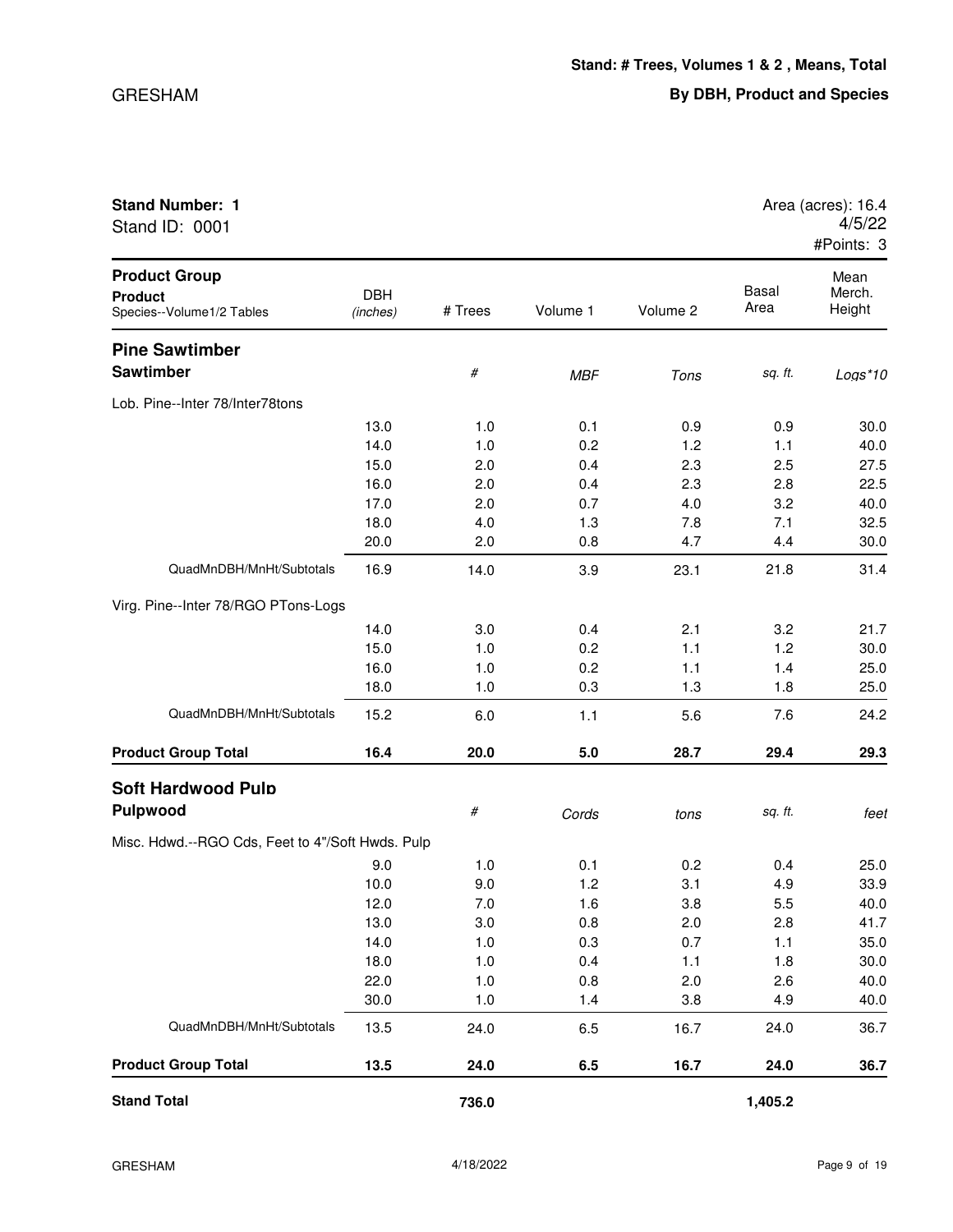**Stand: # Trees, Volumes 1 & 2 , Means, Total**

**By DBH, Product and Species**

**Stand Number: 1**
Stand ID: 0001

Area (acres): 16.4
4/5/22
#Points: 3

| Product Group / Product / Species--Volume1/2 Tables | DBH (inches) | # Trees | Volume 1 | Volume 2 | Basal Area | Mean Merch. Height |
|---|---|---|---|---|---|---|
| **Pine Sawtimber** | | | | | | |
| **Sawtimber** | | *#* | *MBF* | *Tons* | *sq. ft.* | *Logs*10* |
| Lob. Pine--Inter 78/Inter78tons | | | | | | |
| | 13.0 | 1.0 | 0.1 | 0.9 | 0.9 | 30.0 |
| | 14.0 | 1.0 | 0.2 | 1.2 | 1.1 | 40.0 |
| | 15.0 | 2.0 | 0.4 | 2.3 | 2.5 | 27.5 |
| | 16.0 | 2.0 | 0.4 | 2.3 | 2.8 | 22.5 |
| | 17.0 | 2.0 | 0.7 | 4.0 | 3.2 | 40.0 |
| | 18.0 | 4.0 | 1.3 | 7.8 | 7.1 | 32.5 |
| | 20.0 | 2.0 | 0.8 | 4.7 | 4.4 | 30.0 |
| QuadMnDBH/MnHt/Subtotals | 16.9 | 14.0 | 3.9 | 23.1 | 21.8 | 31.4 |
| Virg. Pine--Inter 78/RGO PTons-Logs | | | | | | |
| | 14.0 | 3.0 | 0.4 | 2.1 | 3.2 | 21.7 |
| | 15.0 | 1.0 | 0.2 | 1.1 | 1.2 | 30.0 |
| | 16.0 | 1.0 | 0.2 | 1.1 | 1.4 | 25.0 |
| | 18.0 | 1.0 | 0.3 | 1.3 | 1.8 | 25.0 |
| QuadMnDBH/MnHt/Subtotals | 15.2 | 6.0 | 1.1 | 5.6 | 7.6 | 24.2 |
| **Product Group Total** | **16.4** | **20.0** | **5.0** | **28.7** | **29.4** | **29.3** |
| **Soft Hardwood Pulp** | | | | | | |
| **Pulpwood** | | *#* | *Cords* | *tons* | *sq. ft.* | *feet* |
| Misc. Hdwd.--RGO Cds, Feet to 4"/Soft Hwds. Pulp | | | | | | |
| | 9.0 | 1.0 | 0.1 | 0.2 | 0.4 | 25.0 |
| | 10.0 | 9.0 | 1.2 | 3.1 | 4.9 | 33.9 |
| | 12.0 | 7.0 | 1.6 | 3.8 | 5.5 | 40.0 |
| | 13.0 | 3.0 | 0.8 | 2.0 | 2.8 | 41.7 |
| | 14.0 | 1.0 | 0.3 | 0.7 | 1.1 | 35.0 |
| | 18.0 | 1.0 | 0.4 | 1.1 | 1.8 | 30.0 |
| | 22.0 | 1.0 | 0.8 | 2.0 | 2.6 | 40.0 |
| | 30.0 | 1.0 | 1.4 | 3.8 | 4.9 | 40.0 |
| QuadMnDBH/MnHt/Subtotals | 13.5 | 24.0 | 6.5 | 16.7 | 24.0 | 36.7 |
| **Product Group Total** | **13.5** | **24.0** | **6.5** | **16.7** | **24.0** | **36.7** |
| **Stand Total** | | **736.0** | | | **1,405.2** | |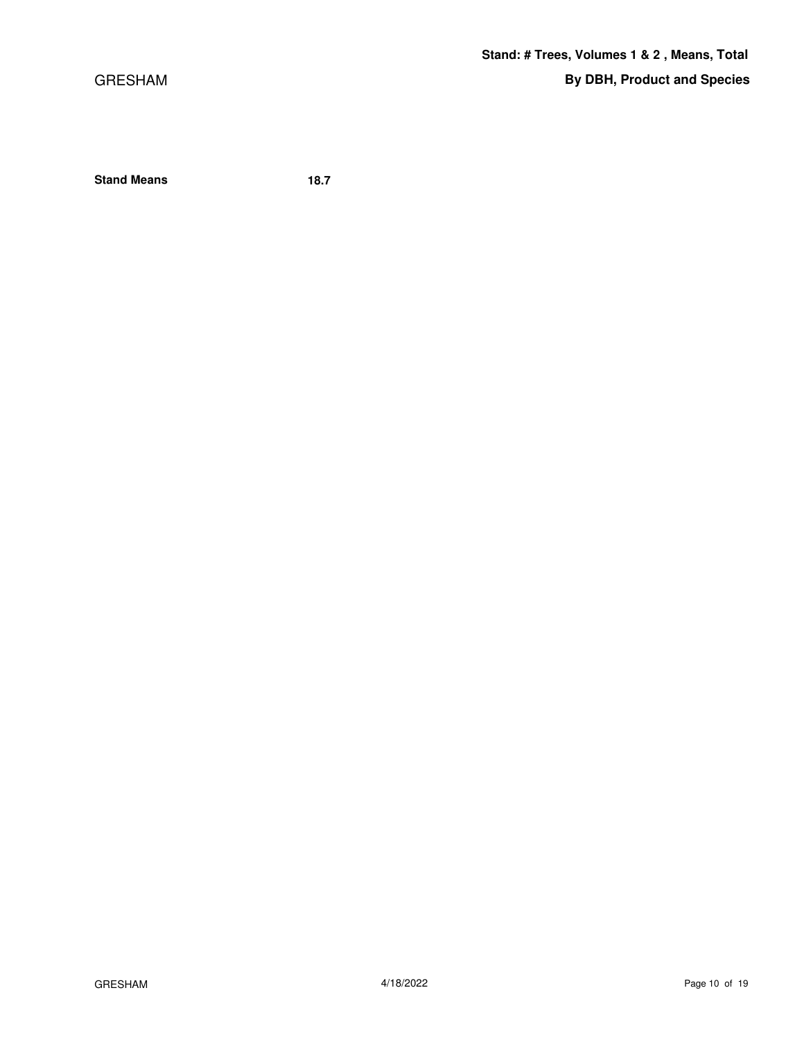**Stand: # Trees, Volumes 1 & 2 , Means, Total**

**By DBH, Product and Species**

| **Stand Means** | **18.7** |
|---|---|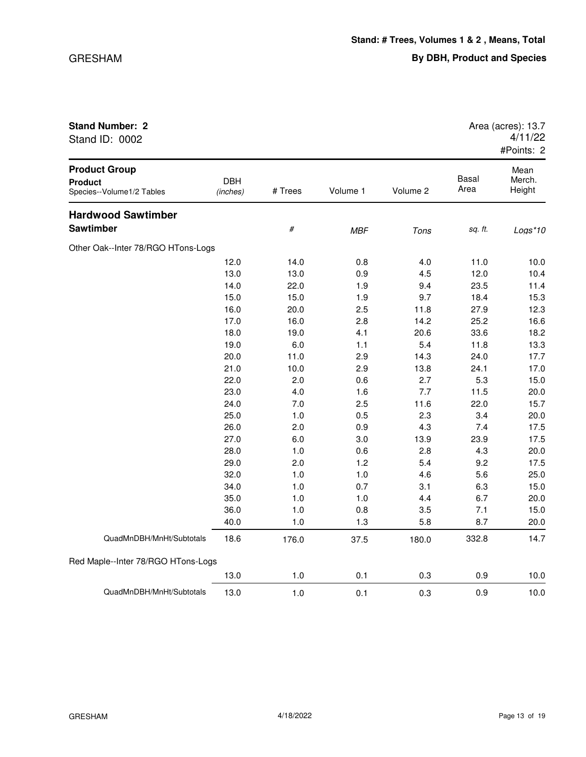**Stand: # Trees, Volumes 1 & 2 , Means, Total**

**By DBH, Product and Species**

**Stand Number: 2**
Stand ID: 0002

Area (acres): 13.7
4/11/22
#Points: 2

| Product Group<br>**Product**<br>Species--Volume1/2 Tables | DBH<br>*(inches)* | # Trees | Volume 1 | Volume 2 | Basal Area | Mean Merch. Height |
|---|---|---|---|---|---|---|
| **Hardwood Sawtimber** | | | | | | |
| **Sawtimber** | | *#* | *MBF* | *Tons* | *sq. ft.* | *Logs*10* |
| Other Oak--Inter 78/RGO HTons-Logs | | | | | | |
| | 12.0 | 14.0 | 0.8 | 4.0 | 11.0 | 10.0 |
| | 13.0 | 13.0 | 0.9 | 4.5 | 12.0 | 10.4 |
| | 14.0 | 22.0 | 1.9 | 9.4 | 23.5 | 11.4 |
| | 15.0 | 15.0 | 1.9 | 9.7 | 18.4 | 15.3 |
| | 16.0 | 20.0 | 2.5 | 11.8 | 27.9 | 12.3 |
| | 17.0 | 16.0 | 2.8 | 14.2 | 25.2 | 16.6 |
| | 18.0 | 19.0 | 4.1 | 20.6 | 33.6 | 18.2 |
| | 19.0 | 6.0 | 1.1 | 5.4 | 11.8 | 13.3 |
| | 20.0 | 11.0 | 2.9 | 14.3 | 24.0 | 17.7 |
| | 21.0 | 10.0 | 2.9 | 13.8 | 24.1 | 17.0 |
| | 22.0 | 2.0 | 0.6 | 2.7 | 5.3 | 15.0 |
| | 23.0 | 4.0 | 1.6 | 7.7 | 11.5 | 20.0 |
| | 24.0 | 7.0 | 2.5 | 11.6 | 22.0 | 15.7 |
| | 25.0 | 1.0 | 0.5 | 2.3 | 3.4 | 20.0 |
| | 26.0 | 2.0 | 0.9 | 4.3 | 7.4 | 17.5 |
| | 27.0 | 6.0 | 3.0 | 13.9 | 23.9 | 17.5 |
| | 28.0 | 1.0 | 0.6 | 2.8 | 4.3 | 20.0 |
| | 29.0 | 2.0 | 1.2 | 5.4 | 9.2 | 17.5 |
| | 32.0 | 1.0 | 1.0 | 4.6 | 5.6 | 25.0 |
| | 34.0 | 1.0 | 0.7 | 3.1 | 6.3 | 15.0 |
| | 35.0 | 1.0 | 1.0 | 4.4 | 6.7 | 20.0 |
| | 36.0 | 1.0 | 0.8 | 3.5 | 7.1 | 15.0 |
| | 40.0 | 1.0 | 1.3 | 5.8 | 8.7 | 20.0 |
| QuadMnDBH/MnHt/Subtotals | 18.6 | 176.0 | 37.5 | 180.0 | 332.8 | 14.7 |
| Red Maple--Inter 78/RGO HTons-Logs | | | | | | |
| | 13.0 | 1.0 | 0.1 | 0.3 | 0.9 | 10.0 |
| QuadMnDBH/MnHt/Subtotals | 13.0 | 1.0 | 0.1 | 0.3 | 0.9 | 10.0 |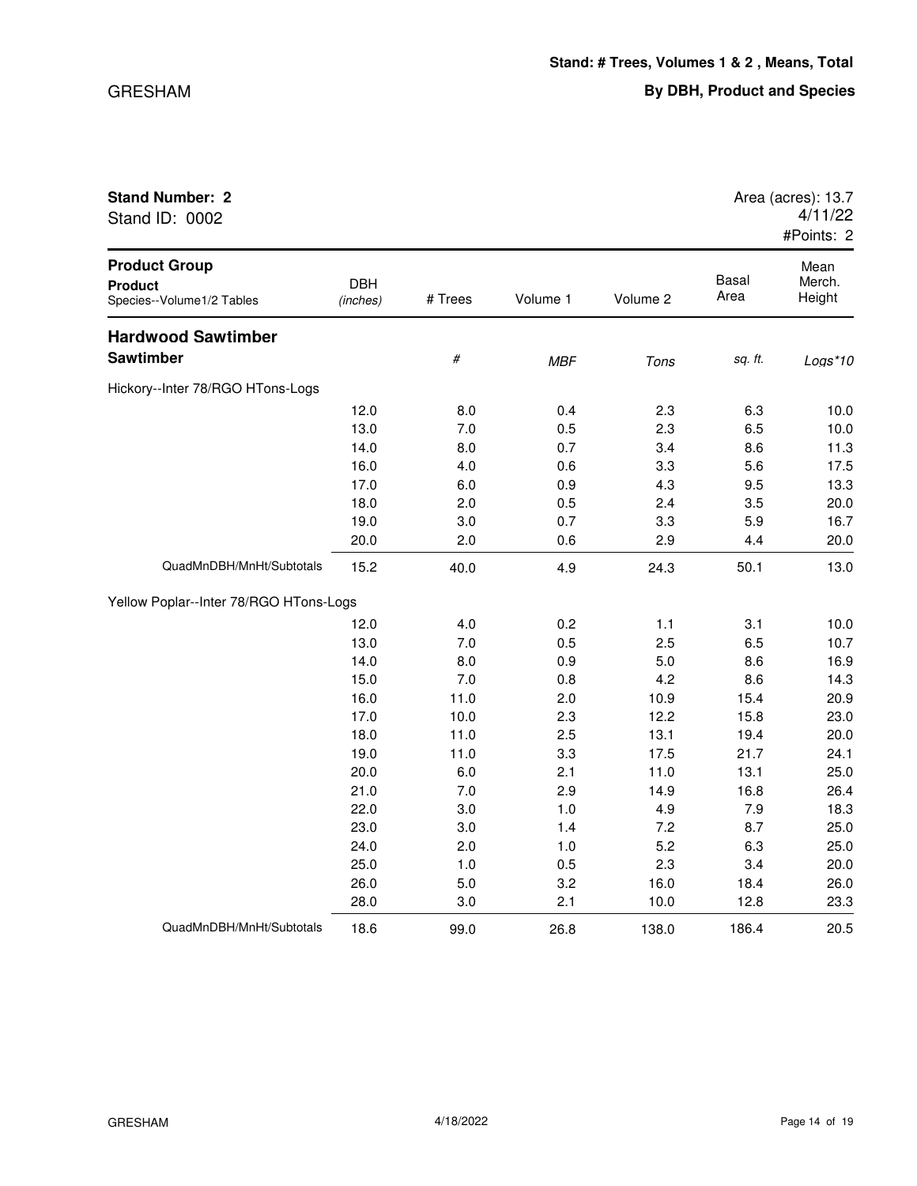**Stand: # Trees, Volumes 1 & 2 , Means, Total**

**By DBH, Product and Species**

**Stand Number: 2**
Stand ID: 0002

Area (acres): 13.7
4/11/22
#Points: 2

| Product Group / Product / Species--Volume1/2 Tables | DBH (inches) | # Trees | Volume 1 | Volume 2 | Basal Area | Mean Merch. Height |
|---|---|---|---|---|---|---|
| **Hardwood Sawtimber** | | | | | | |
| **Sawtimber** | | *#* | *MBF* | *Tons* | *sq. ft.* | *Logs*10* |
| Hickory--Inter 78/RGO HTons-Logs | | | | | | |
| | 12.0 | 8.0 | 0.4 | 2.3 | 6.3 | 10.0 |
| | 13.0 | 7.0 | 0.5 | 2.3 | 6.5 | 10.0 |
| | 14.0 | 8.0 | 0.7 | 3.4 | 8.6 | 11.3 |
| | 16.0 | 4.0 | 0.6 | 3.3 | 5.6 | 17.5 |
| | 17.0 | 6.0 | 0.9 | 4.3 | 9.5 | 13.3 |
| | 18.0 | 2.0 | 0.5 | 2.4 | 3.5 | 20.0 |
| | 19.0 | 3.0 | 0.7 | 3.3 | 5.9 | 16.7 |
| | 20.0 | 2.0 | 0.6 | 2.9 | 4.4 | 20.0 |
| QuadMnDBH/MnHt/Subtotals | 15.2 | 40.0 | 4.9 | 24.3 | 50.1 | 13.0 |
| Yellow Poplar--Inter 78/RGO HTons-Logs | | | | | | |
| | 12.0 | 4.0 | 0.2 | 1.1 | 3.1 | 10.0 |
| | 13.0 | 7.0 | 0.5 | 2.5 | 6.5 | 10.7 |
| | 14.0 | 8.0 | 0.9 | 5.0 | 8.6 | 16.9 |
| | 15.0 | 7.0 | 0.8 | 4.2 | 8.6 | 14.3 |
| | 16.0 | 11.0 | 2.0 | 10.9 | 15.4 | 20.9 |
| | 17.0 | 10.0 | 2.3 | 12.2 | 15.8 | 23.0 |
| | 18.0 | 11.0 | 2.5 | 13.1 | 19.4 | 20.0 |
| | 19.0 | 11.0 | 3.3 | 17.5 | 21.7 | 24.1 |
| | 20.0 | 6.0 | 2.1 | 11.0 | 13.1 | 25.0 |
| | 21.0 | 7.0 | 2.9 | 14.9 | 16.8 | 26.4 |
| | 22.0 | 3.0 | 1.0 | 4.9 | 7.9 | 18.3 |
| | 23.0 | 3.0 | 1.4 | 7.2 | 8.7 | 25.0 |
| | 24.0 | 2.0 | 1.0 | 5.2 | 6.3 | 25.0 |
| | 25.0 | 1.0 | 0.5 | 2.3 | 3.4 | 20.0 |
| | 26.0 | 5.0 | 3.2 | 16.0 | 18.4 | 26.0 |
| | 28.0 | 3.0 | 2.1 | 10.0 | 12.8 | 23.3 |
| QuadMnDBH/MnHt/Subtotals | 18.6 | 99.0 | 26.8 | 138.0 | 186.4 | 20.5 |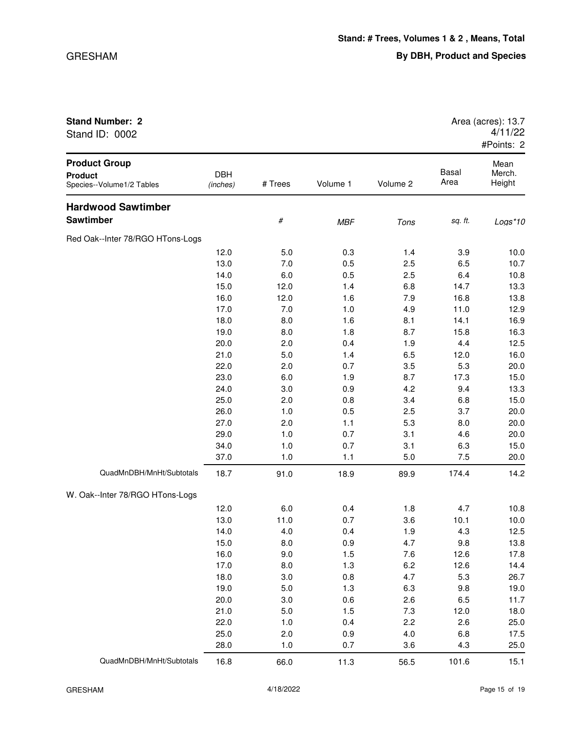**Stand: # Trees, Volumes 1 & 2 , Means, Total**

**By DBH, Product and Species**

**Stand Number: 2**
Stand ID: 0002

Area (acres): 13.7
4/11/22
#Points: 2

| **Product Group** / **Product** / Species--Volume1/2 Tables | DBH *(inches)* | # Trees | Volume 1 | Volume 2 | Basal Area | Mean Merch. Height |
|---|---|---|---|---|---|---|
| **Hardwood Sawtimber** | | | | | | |
| **Sawtimber** | | *#* | *MBF* | *Tons* | *sq. ft.* | *Logs*10* |
| Red Oak--Inter 78/RGO HTons-Logs | | | | | | |
| | 12.0 | 5.0 | 0.3 | 1.4 | 3.9 | 10.0 |
| | 13.0 | 7.0 | 0.5 | 2.5 | 6.5 | 10.7 |
| | 14.0 | 6.0 | 0.5 | 2.5 | 6.4 | 10.8 |
| | 15.0 | 12.0 | 1.4 | 6.8 | 14.7 | 13.3 |
| | 16.0 | 12.0 | 1.6 | 7.9 | 16.8 | 13.8 |
| | 17.0 | 7.0 | 1.0 | 4.9 | 11.0 | 12.9 |
| | 18.0 | 8.0 | 1.6 | 8.1 | 14.1 | 16.9 |
| | 19.0 | 8.0 | 1.8 | 8.7 | 15.8 | 16.3 |
| | 20.0 | 2.0 | 0.4 | 1.9 | 4.4 | 12.5 |
| | 21.0 | 5.0 | 1.4 | 6.5 | 12.0 | 16.0 |
| | 22.0 | 2.0 | 0.7 | 3.5 | 5.3 | 20.0 |
| | 23.0 | 6.0 | 1.9 | 8.7 | 17.3 | 15.0 |
| | 24.0 | 3.0 | 0.9 | 4.2 | 9.4 | 13.3 |
| | 25.0 | 2.0 | 0.8 | 3.4 | 6.8 | 15.0 |
| | 26.0 | 1.0 | 0.5 | 2.5 | 3.7 | 20.0 |
| | 27.0 | 2.0 | 1.1 | 5.3 | 8.0 | 20.0 |
| | 29.0 | 1.0 | 0.7 | 3.1 | 4.6 | 20.0 |
| | 34.0 | 1.0 | 0.7 | 3.1 | 6.3 | 15.0 |
| | 37.0 | 1.0 | 1.1 | 5.0 | 7.5 | 20.0 |
| QuadMnDBH/MnHt/Subtotals | 18.7 | 91.0 | 18.9 | 89.9 | 174.4 | 14.2 |
| W. Oak--Inter 78/RGO HTons-Logs | | | | | | |
| | 12.0 | 6.0 | 0.4 | 1.8 | 4.7 | 10.8 |
| | 13.0 | 11.0 | 0.7 | 3.6 | 10.1 | 10.0 |
| | 14.0 | 4.0 | 0.4 | 1.9 | 4.3 | 12.5 |
| | 15.0 | 8.0 | 0.9 | 4.7 | 9.8 | 13.8 |
| | 16.0 | 9.0 | 1.5 | 7.6 | 12.6 | 17.8 |
| | 17.0 | 8.0 | 1.3 | 6.2 | 12.6 | 14.4 |
| | 18.0 | 3.0 | 0.8 | 4.7 | 5.3 | 26.7 |
| | 19.0 | 5.0 | 1.3 | 6.3 | 9.8 | 19.0 |
| | 20.0 | 3.0 | 0.6 | 2.6 | 6.5 | 11.7 |
| | 21.0 | 5.0 | 1.5 | 7.3 | 12.0 | 18.0 |
| | 22.0 | 1.0 | 0.4 | 2.2 | 2.6 | 25.0 |
| | 25.0 | 2.0 | 0.9 | 4.0 | 6.8 | 17.5 |
| | 28.0 | 1.0 | 0.7 | 3.6 | 4.3 | 25.0 |
| QuadMnDBH/MnHt/Subtotals | 16.8 | 66.0 | 11.3 | 56.5 | 101.6 | 15.1 |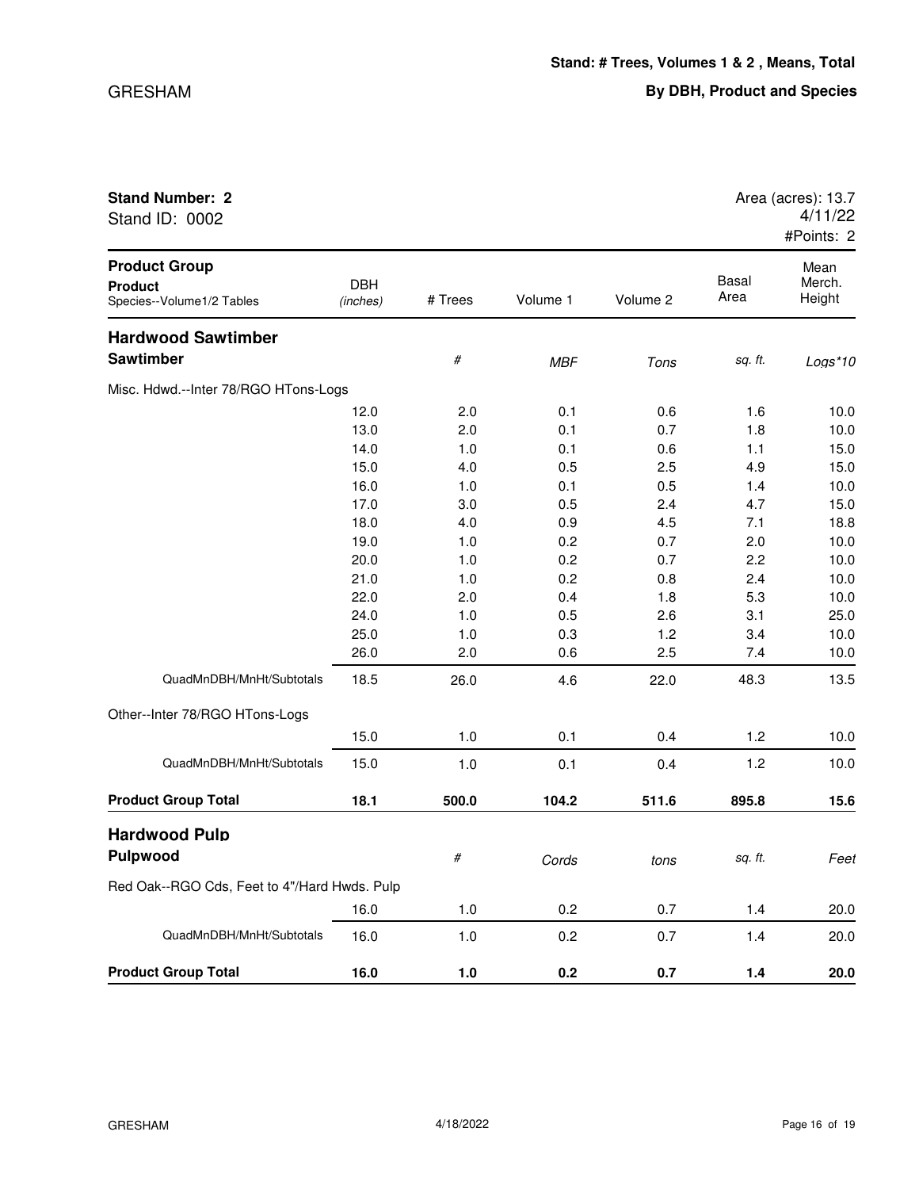**Stand: # Trees, Volumes 1 & 2 , Means, Total**

**By DBH, Product and Species**

**Stand Number: 2**
Stand ID: 0002

Area (acres): 13.7
4/11/22
#Points: 2

| Product Group / Product / Species--Volume1/2 Tables | DBH (inches) | # Trees | Volume 1 | Volume 2 | Basal Area | Mean Merch. Height |
|---|---|---|---|---|---|---|
| **Hardwood Sawtimber** | | | | | | |
| **Sawtimber** | | # | MBF | Tons | sq. ft. | Logs*10 |
| Misc. Hdwd.--Inter 78/RGO HTons-Logs | | | | | | |
| | 12.0 | 2.0 | 0.1 | 0.6 | 1.6 | 10.0 |
| | 13.0 | 2.0 | 0.1 | 0.7 | 1.8 | 10.0 |
| | 14.0 | 1.0 | 0.1 | 0.6 | 1.1 | 15.0 |
| | 15.0 | 4.0 | 0.5 | 2.5 | 4.9 | 15.0 |
| | 16.0 | 1.0 | 0.1 | 0.5 | 1.4 | 10.0 |
| | 17.0 | 3.0 | 0.5 | 2.4 | 4.7 | 15.0 |
| | 18.0 | 4.0 | 0.9 | 4.5 | 7.1 | 18.8 |
| | 19.0 | 1.0 | 0.2 | 0.7 | 2.0 | 10.0 |
| | 20.0 | 1.0 | 0.2 | 0.7 | 2.2 | 10.0 |
| | 21.0 | 1.0 | 0.2 | 0.8 | 2.4 | 10.0 |
| | 22.0 | 2.0 | 0.4 | 1.8 | 5.3 | 10.0 |
| | 24.0 | 1.0 | 0.5 | 2.6 | 3.1 | 25.0 |
| | 25.0 | 1.0 | 0.3 | 1.2 | 3.4 | 10.0 |
| | 26.0 | 2.0 | 0.6 | 2.5 | 7.4 | 10.0 |
| QuadMnDBH/MnHt/Subtotals | 18.5 | 26.0 | 4.6 | 22.0 | 48.3 | 13.5 |
| Other--Inter 78/RGO HTons-Logs | | | | | | |
| | 15.0 | 1.0 | 0.1 | 0.4 | 1.2 | 10.0 |
| QuadMnDBH/MnHt/Subtotals | 15.0 | 1.0 | 0.1 | 0.4 | 1.2 | 10.0 |
| **Product Group Total** | **18.1** | **500.0** | **104.2** | **511.6** | **895.8** | **15.6** |
| **Hardwood Pulp** | | | | | | |
| **Pulpwood** | | # | Cords | tons | sq. ft. | Feet |
| Red Oak--RGO Cds, Feet to 4"/Hard Hwds. Pulp | | | | | | |
| | 16.0 | 1.0 | 0.2 | 0.7 | 1.4 | 20.0 |
| QuadMnDBH/MnHt/Subtotals | 16.0 | 1.0 | 0.2 | 0.7 | 1.4 | 20.0 |
| **Product Group Total** | **16.0** | **1.0** | **0.2** | **0.7** | **1.4** | **20.0** |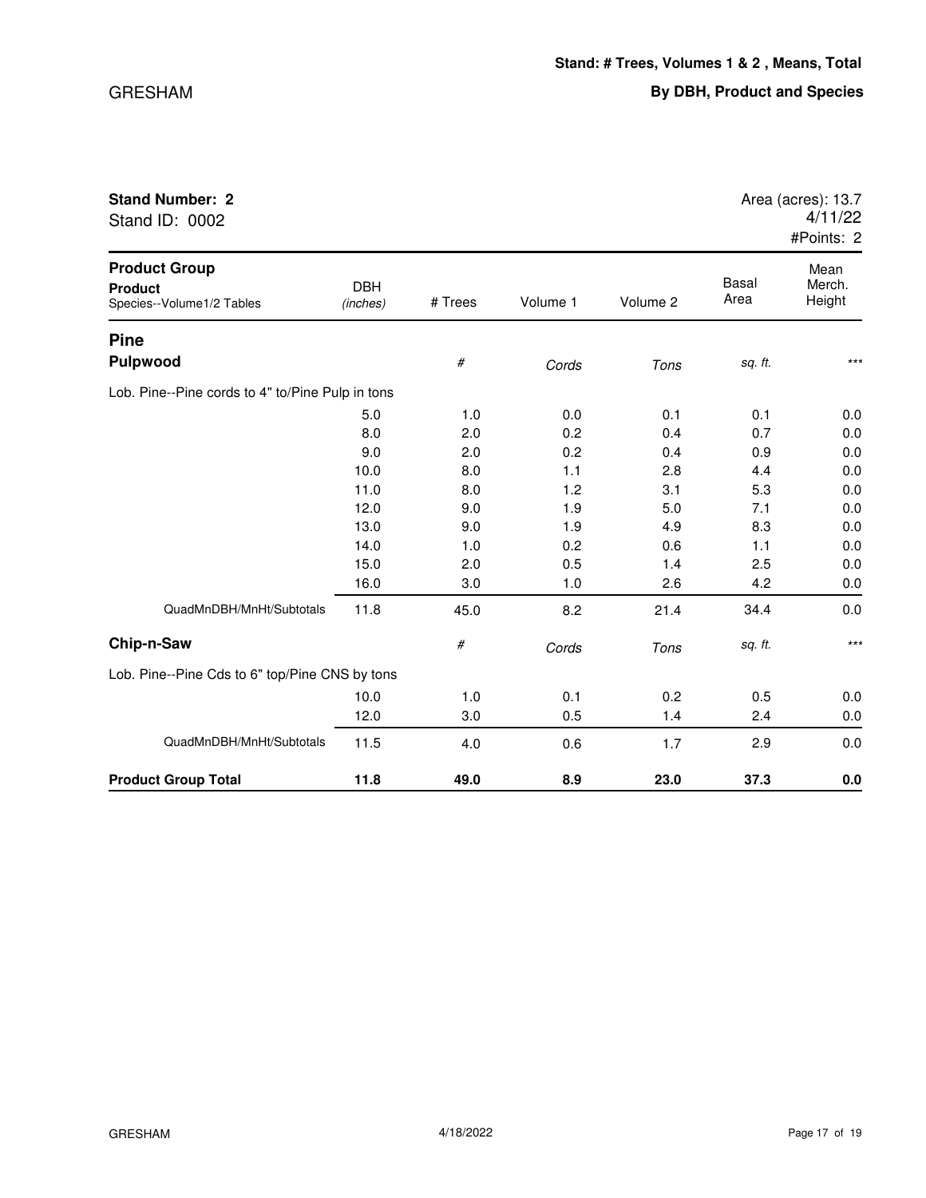**Stand: # Trees, Volumes 1 & 2 , Means, Total**

**By DBH, Product and Species**

**Stand Number: 2**
Stand ID: 0002

Area (acres): 13.7
4/11/22
#Points: 2

| **Product Group**<br>**Product**<br>Species--Volume1/2 Tables | DBH *(inches)* | # Trees | Volume 1 | Volume 2 | Basal Area | Mean Merch. Height |
|---|---|---|---|---|---|---|
| **Pine** | | | | | | |
| **Pulpwood** | | *#* | *Cords* | *Tons* | *sq. ft.* | *\*\*\** |
| Lob. Pine--Pine cords to 4" to/Pine Pulp in tons | | | | | | |
| | 5.0 | 1.0 | 0.0 | 0.1 | 0.1 | 0.0 |
| | 8.0 | 2.0 | 0.2 | 0.4 | 0.7 | 0.0 |
| | 9.0 | 2.0 | 0.2 | 0.4 | 0.9 | 0.0 |
| | 10.0 | 8.0 | 1.1 | 2.8 | 4.4 | 0.0 |
| | 11.0 | 8.0 | 1.2 | 3.1 | 5.3 | 0.0 |
| | 12.0 | 9.0 | 1.9 | 5.0 | 7.1 | 0.0 |
| | 13.0 | 9.0 | 1.9 | 4.9 | 8.3 | 0.0 |
| | 14.0 | 1.0 | 0.2 | 0.6 | 1.1 | 0.0 |
| | 15.0 | 2.0 | 0.5 | 1.4 | 2.5 | 0.0 |
| | 16.0 | 3.0 | 1.0 | 2.6 | 4.2 | 0.0 |
| QuadMnDBH/MnHt/Subtotals | 11.8 | 45.0 | 8.2 | 21.4 | 34.4 | 0.0 |
| **Chip-n-Saw** | | *#* | *Cords* | *Tons* | *sq. ft.* | *\*\*\** |
| Lob. Pine--Pine Cds to 6" top/Pine CNS by tons | | | | | | |
| | 10.0 | 1.0 | 0.1 | 0.2 | 0.5 | 0.0 |
| | 12.0 | 3.0 | 0.5 | 1.4 | 2.4 | 0.0 |
| QuadMnDBH/MnHt/Subtotals | 11.5 | 4.0 | 0.6 | 1.7 | 2.9 | 0.0 |
| **Product Group Total** | **11.8** | **49.0** | **8.9** | **23.0** | **37.3** | **0.0** |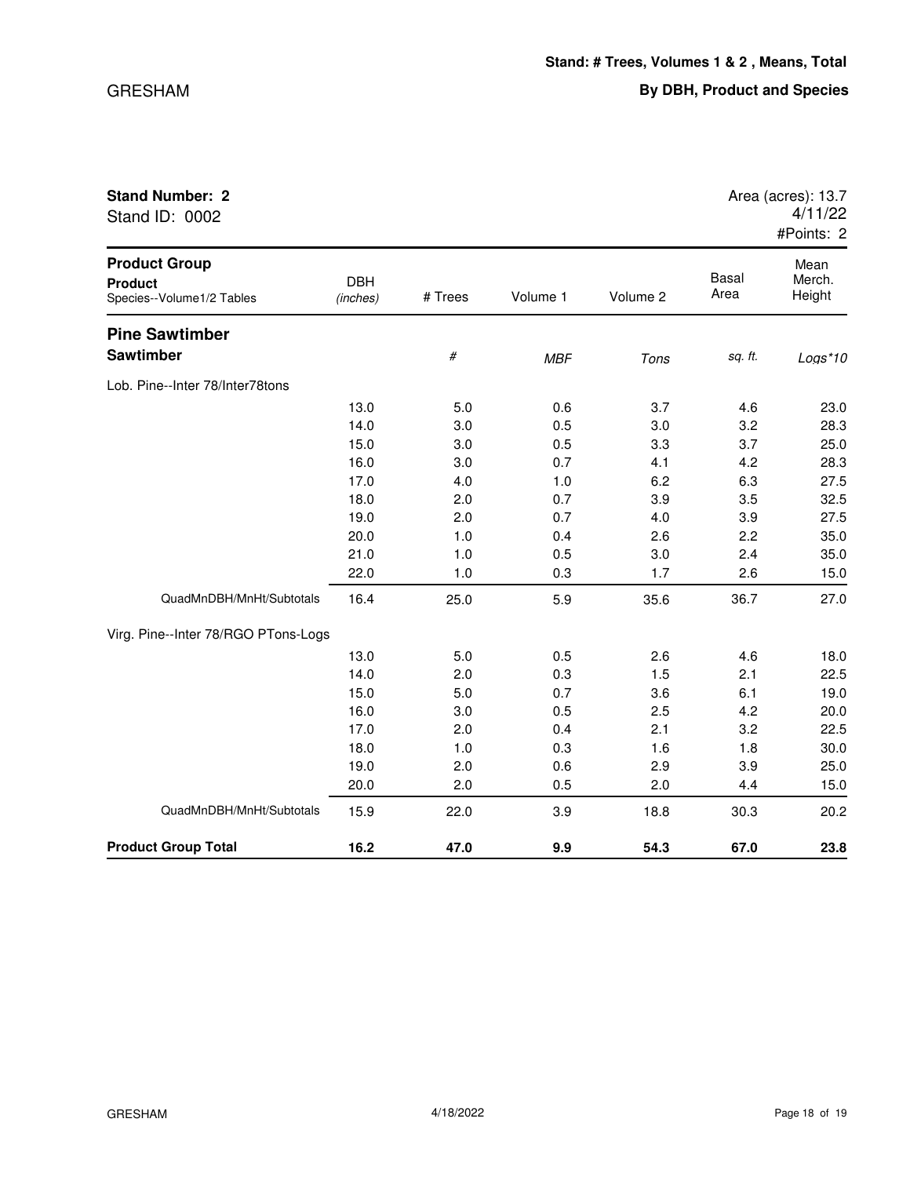**Stand: # Trees, Volumes 1 & 2 , Means, Total**

**By DBH, Product and Species**

GRESHAM

**Stand Number: 2**
Stand ID: 0002

Area (acres): 13.7
4/11/22
#Points: 2

| **Product Group** / **Product** / Species--Volume1/2 Tables | DBH *(inches)* | # Trees | Volume 1 | Volume 2 | Basal Area | Mean Merch. Height |
|---|---|---|---|---|---|---|
| **Pine Sawtimber** | | | | | | |
| **Sawtimber** | | *#* | *MBF* | *Tons* | *sq. ft.* | *Logs*10* |
| Lob. Pine--Inter 78/Inter78tons | | | | | | |
| | 13.0 | 5.0 | 0.6 | 3.7 | 4.6 | 23.0 |
| | 14.0 | 3.0 | 0.5 | 3.0 | 3.2 | 28.3 |
| | 15.0 | 3.0 | 0.5 | 3.3 | 3.7 | 25.0 |
| | 16.0 | 3.0 | 0.7 | 4.1 | 4.2 | 28.3 |
| | 17.0 | 4.0 | 1.0 | 6.2 | 6.3 | 27.5 |
| | 18.0 | 2.0 | 0.7 | 3.9 | 3.5 | 32.5 |
| | 19.0 | 2.0 | 0.7 | 4.0 | 3.9 | 27.5 |
| | 20.0 | 1.0 | 0.4 | 2.6 | 2.2 | 35.0 |
| | 21.0 | 1.0 | 0.5 | 3.0 | 2.4 | 35.0 |
| | 22.0 | 1.0 | 0.3 | 1.7 | 2.6 | 15.0 |
| QuadMnDBH/MnHt/Subtotals | 16.4 | 25.0 | 5.9 | 35.6 | 36.7 | 27.0 |
| Virg. Pine--Inter 78/RGO PTons-Logs | | | | | | |
| | 13.0 | 5.0 | 0.5 | 2.6 | 4.6 | 18.0 |
| | 14.0 | 2.0 | 0.3 | 1.5 | 2.1 | 22.5 |
| | 15.0 | 5.0 | 0.7 | 3.6 | 6.1 | 19.0 |
| | 16.0 | 3.0 | 0.5 | 2.5 | 4.2 | 20.0 |
| | 17.0 | 2.0 | 0.4 | 2.1 | 3.2 | 22.5 |
| | 18.0 | 1.0 | 0.3 | 1.6 | 1.8 | 30.0 |
| | 19.0 | 2.0 | 0.6 | 2.9 | 3.9 | 25.0 |
| | 20.0 | 2.0 | 0.5 | 2.0 | 4.4 | 15.0 |
| QuadMnDBH/MnHt/Subtotals | 15.9 | 22.0 | 3.9 | 18.8 | 30.3 | 20.2 |
| **Product Group Total** | **16.2** | **47.0** | **9.9** | **54.3** | **67.0** | **23.8** |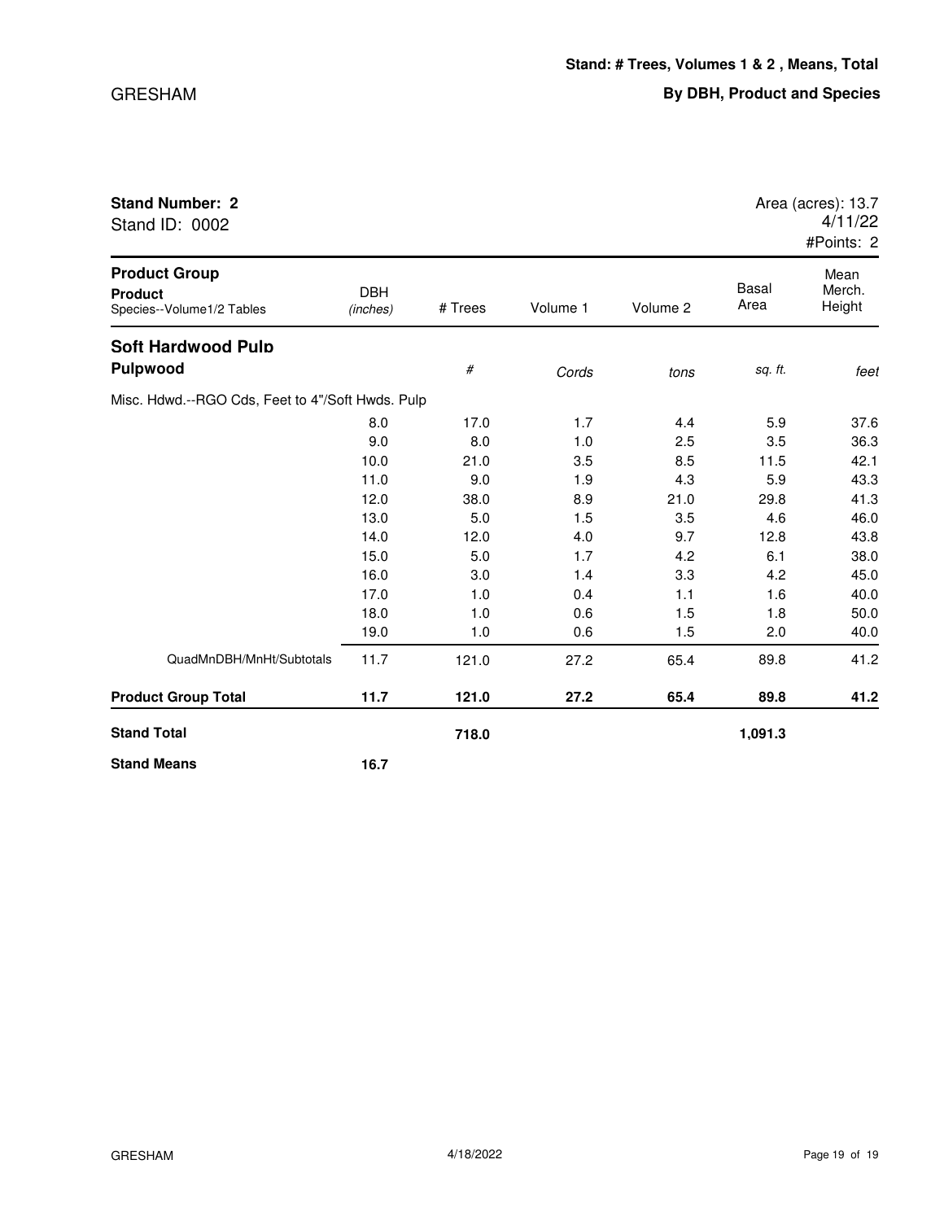**Stand: # Trees, Volumes 1 & 2 , Means, Total**

**By DBH, Product and Species**

**Stand Number: 2**
Stand ID: 0002

Area (acres): 13.7
4/11/22
#Points: 2

| Product Group / Product / Species--Volume1/2 Tables | DBH *(inches)* | # Trees | Volume 1 | Volume 2 | Basal Area | Mean Merch. Height |
|---|---|---|---|---|---|---|
| **Soft Hardwood Pulp** | | | | | | |
| **Pulpwood** | | *#* | *Cords* | *tons* | *sq. ft.* | *feet* |
| Misc. Hdwd.--RGO Cds, Feet to 4"/Soft Hwds. Pulp | | | | | | |
| | 8.0 | 17.0 | 1.7 | 4.4 | 5.9 | 37.6 |
| | 9.0 | 8.0 | 1.0 | 2.5 | 3.5 | 36.3 |
| | 10.0 | 21.0 | 3.5 | 8.5 | 11.5 | 42.1 |
| | 11.0 | 9.0 | 1.9 | 4.3 | 5.9 | 43.3 |
| | 12.0 | 38.0 | 8.9 | 21.0 | 29.8 | 41.3 |
| | 13.0 | 5.0 | 1.5 | 3.5 | 4.6 | 46.0 |
| | 14.0 | 12.0 | 4.0 | 9.7 | 12.8 | 43.8 |
| | 15.0 | 5.0 | 1.7 | 4.2 | 6.1 | 38.0 |
| | 16.0 | 3.0 | 1.4 | 3.3 | 4.2 | 45.0 |
| | 17.0 | 1.0 | 0.4 | 1.1 | 1.6 | 40.0 |
| | 18.0 | 1.0 | 0.6 | 1.5 | 1.8 | 50.0 |
| | 19.0 | 1.0 | 0.6 | 1.5 | 2.0 | 40.0 |
| QuadMnDBH/MnHt/Subtotals | 11.7 | 121.0 | 27.2 | 65.4 | 89.8 | 41.2 |
| **Product Group Total** | **11.7** | **121.0** | **27.2** | **65.4** | **89.8** | **41.2** |
| **Stand Total** | | **718.0** | | | **1,091.3** | |
| **Stand Means** | **16.7** | | | | | |